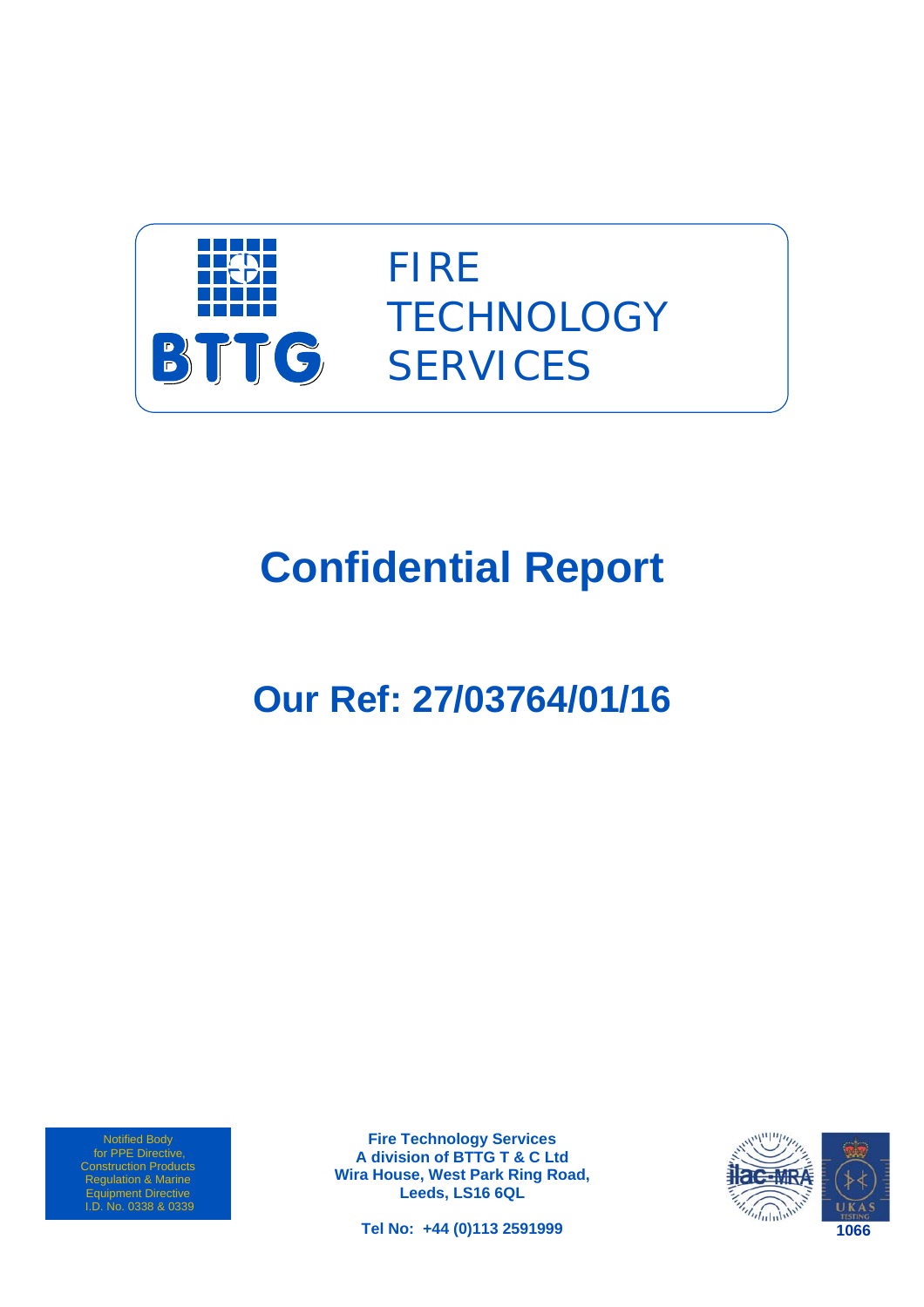BTTG

FIRE TECHNOLOGY SERVICES

# Confidential Report

## Our Ref: 27/03764/01/16

Notified Body
for PPE Directive,
Construction Products
Regulation & Marine
Equipment Directive
I.D. No. 0338 & 0339

**Fire Technology Services**
**A division of BTTG T & C Ltd**
**Wira House, West Park Ring Road,**
**Leeds, LS16 6QL**

**Tel No: +44 (0)113 2591999**

ilac-MRA

UKAS TESTING 1066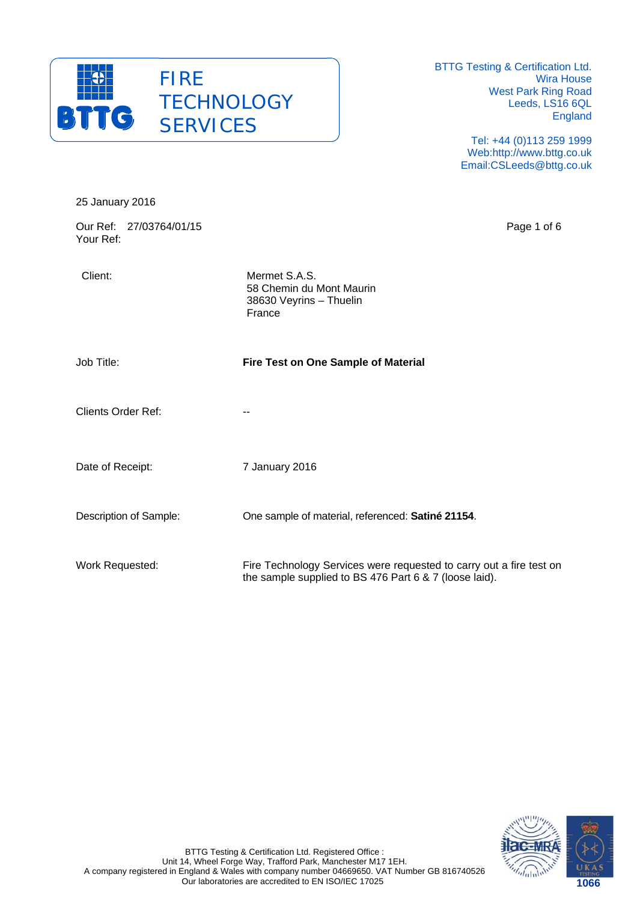BTTG Testing & Certification Ltd.
Wira House
West Park Ring Road
Leeds, LS16 6QL
England

Tel: +44 (0)113 259 1999
Web:http://www.bttg.co.uk
Email:CSLeeds@bttg.co.uk

**FIRE TECHNOLOGY SERVICES**

25 January 2016

Our Ref: 27/03764/01/15
Your Ref:

| | |
|---|---|
| Client: | Mermet S.A.S.<br>58 Chemin du Mont Maurin<br>38630 Veyrins – Thuelin<br>France |
| Job Title: | **Fire Test on One Sample of Material** |
| Clients Order Ref: | -- |
| Date of Receipt: | 7 January 2016 |
| Description of Sample: | One sample of material, referenced: **Satiné 21154**. |
| Work Requested: | Fire Technology Services were requested to carry out a fire test on the sample supplied to BS 476 Part 6 & 7 (loose laid). |

BTTG Testing & Certification Ltd. Registered Office :
Unit 14, Wheel Forge Way, Trafford Park, Manchester M17 1EH.
A company registered in England & Wales with company number 04669650. VAT Number GB 816740526
Our laboratories are accredited to EN ISO/IEC 17025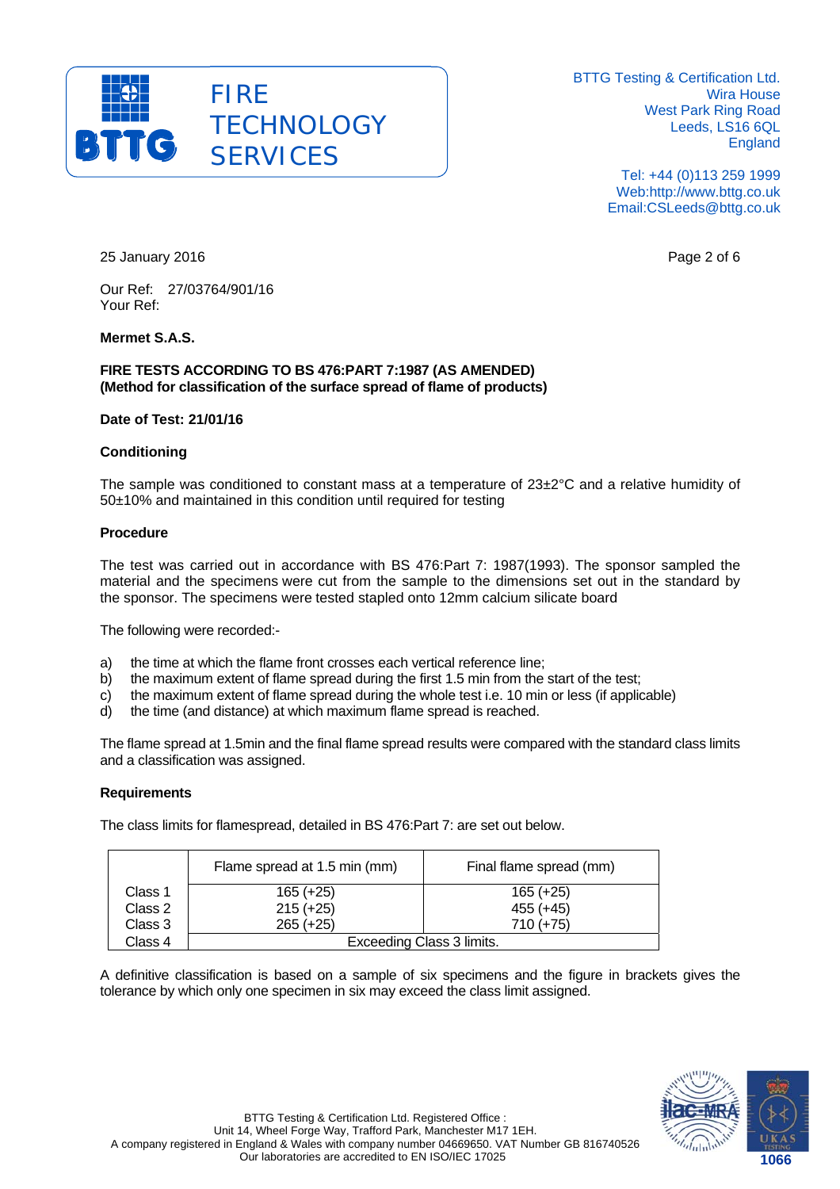BTTG Testing & Certification Ltd.
Wira House
West Park Ring Road
Leeds, LS16 6QL
England

Tel: +44 (0)113 259 1999
Web:http://www.bttg.co.uk
Email:CSLeeds@bttg.co.uk

25 January 2016

Our Ref: 27/03764/901/16
Your Ref:

**Mermet S.A.S.**

**FIRE TESTS ACCORDING TO BS 476:PART 7:1987 (AS AMENDED)**
**(Method for classification of the surface spread of flame of products)**

**Date of Test: 21/01/16**

**Conditioning**

The sample was conditioned to constant mass at a temperature of 23±2°C and a relative humidity of 50±10% and maintained in this condition until required for testing

**Procedure**

The test was carried out in accordance with BS 476:Part 7: 1987(1993). The sponsor sampled the material and the specimens were cut from the sample to the dimensions set out in the standard by the sponsor. The specimens were tested stapled onto 12mm calcium silicate board

The following were recorded:-

a) the time at which the flame front crosses each vertical reference line;
b) the maximum extent of flame spread during the first 1.5 min from the start of the test;
c) the maximum extent of flame spread during the whole test i.e. 10 min or less (if applicable)
d) the time (and distance) at which maximum flame spread is reached.

The flame spread at 1.5min and the final flame spread results were compared with the standard class limits and a classification was assigned.

**Requirements**

The class limits for flamespread, detailed in BS 476:Part 7: are set out below.

| | Flame spread at 1.5 min (mm) | Final flame spread (mm) |
|---|---|---|
| Class 1 | 165 (+25) | 165 (+25) |
| Class 2 | 215 (+25) | 455 (+45) |
| Class 3 | 265 (+25) | 710 (+75) |
| Class 4 | Exceeding Class 3 limits. | |

A definitive classification is based on a sample of six specimens and the figure in brackets gives the tolerance by which only one specimen in six may exceed the class limit assigned.

BTTG Testing & Certification Ltd. Registered Office :
Unit 14, Wheel Forge Way, Trafford Park, Manchester M17 1EH.
A company registered in England & Wales with company number 04669650. VAT Number GB 816740526
Our laboratories are accredited to EN ISO/IEC 17025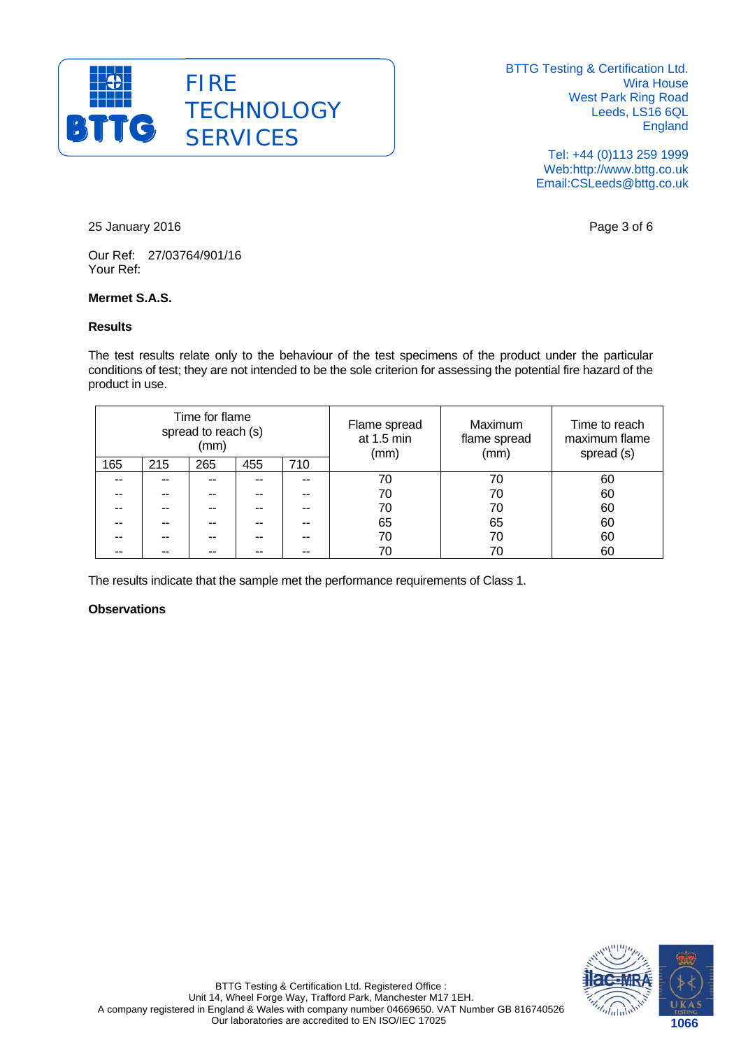25 January 2016

Our Ref: 27/03764/901/16
Your Ref:

**Mermet S.A.S.**

**Results**

The test results relate only to the behaviour of the test specimens of the product under the particular conditions of test; they are not intended to be the sole criterion for assessing the potential fire hazard of the product in use.

| Time for flame spread to reach (s) (mm) | | | | | Flame spread at 1.5 min (mm) | Maximum flame spread (mm) | Time to reach maximum flame spread (s) |
|---|---|---|---|---|---|---|---|
| 165 | 215 | 265 | 455 | 710 | | | |
| -- | -- | -- | -- | -- | 70 | 70 | 60 |
| -- | -- | -- | -- | -- | 70 | 70 | 60 |
| -- | -- | -- | -- | -- | 70 | 70 | 60 |
| -- | -- | -- | -- | -- | 65 | 65 | 60 |
| -- | -- | -- | -- | -- | 70 | 70 | 60 |
| -- | -- | -- | -- | -- | 70 | 70 | 60 |

The results indicate that the sample met the performance requirements of Class 1.

**Observations**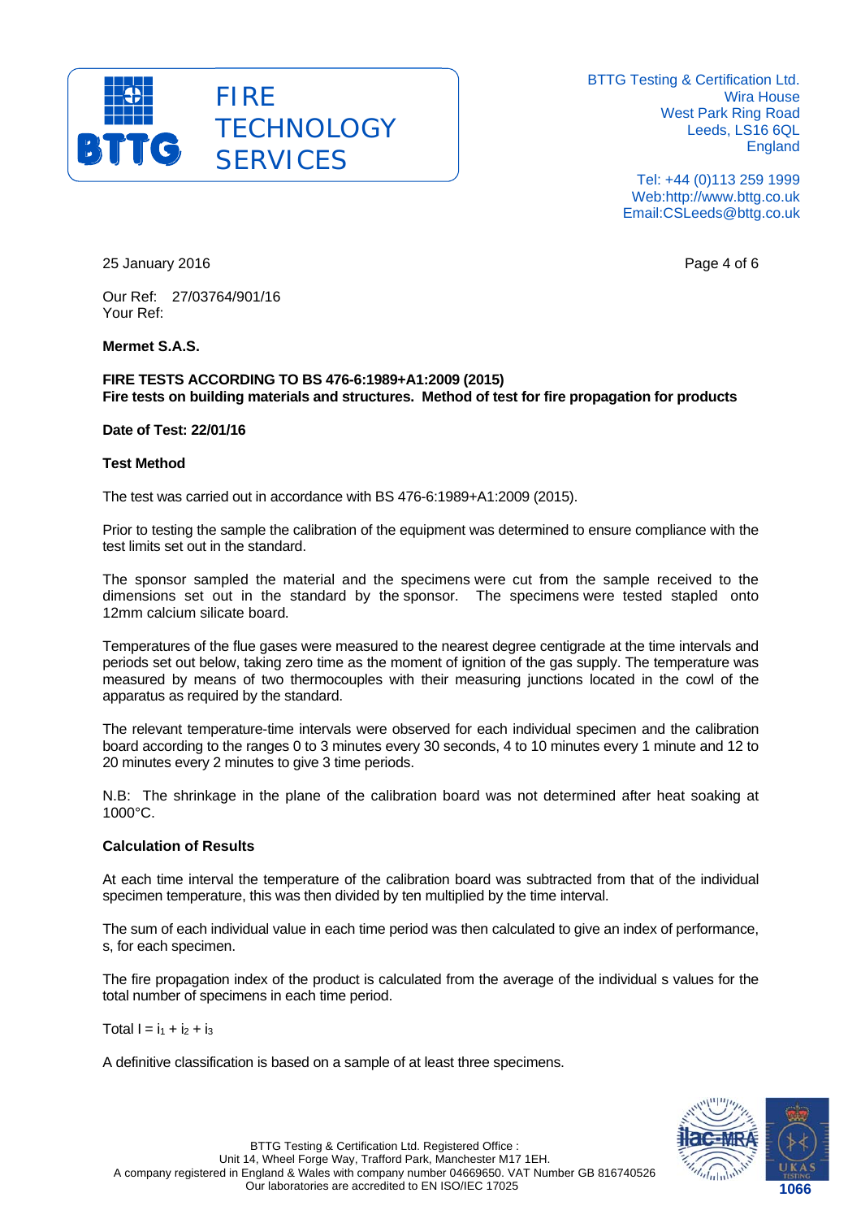25 January 2016

Our Ref: 27/03764/901/16
Your Ref:

**Mermet S.A.S.**

**FIRE TESTS ACCORDING TO BS 476-6:1989+A1:2009 (2015)**
**Fire tests on building materials and structures. Method of test for fire propagation for products**

**Date of Test: 22/01/16**

**Test Method**

The test was carried out in accordance with BS 476-6:1989+A1:2009 (2015).

Prior to testing the sample the calibration of the equipment was determined to ensure compliance with the test limits set out in the standard.

The sponsor sampled the material and the specimens were cut from the sample received to the dimensions set out in the standard by the sponsor. The specimens were tested stapled onto 12mm calcium silicate board.

Temperatures of the flue gases were measured to the nearest degree centigrade at the time intervals and periods set out below, taking zero time as the moment of ignition of the gas supply. The temperature was measured by means of two thermocouples with their measuring junctions located in the cowl of the apparatus as required by the standard.

The relevant temperature-time intervals were observed for each individual specimen and the calibration board according to the ranges 0 to 3 minutes every 30 seconds, 4 to 10 minutes every 1 minute and 12 to 20 minutes every 2 minutes to give 3 time periods.

N.B: The shrinkage in the plane of the calibration board was not determined after heat soaking at 1000°C.

**Calculation of Results**

At each time interval the temperature of the calibration board was subtracted from that of the individual specimen temperature, this was then divided by ten multiplied by the time interval.

The sum of each individual value in each time period was then calculated to give an index of performance, s, for each specimen.

The fire propagation index of the product is calculated from the average of the individual s values for the total number of specimens in each time period.

Total $I = i_1 + i_2 + i_3$

A definitive classification is based on a sample of at least three specimens.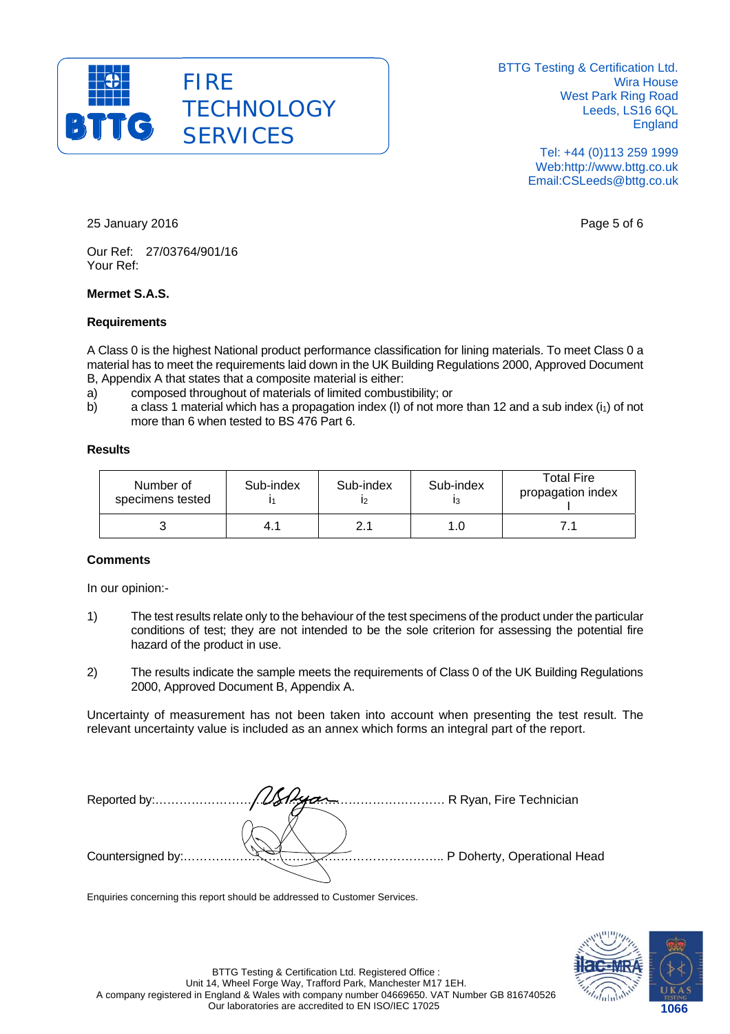BTTG Testing & Certification Ltd.
Wira House
West Park Ring Road
Leeds, LS16 6QL
England

Tel: +44 (0)113 259 1999
Web:http://www.bttg.co.uk
Email:CSLeeds@bttg.co.uk

25 January 2016

Our Ref: 27/03764/901/16
Your Ref:

**Mermet S.A.S.**

**Requirements**

A Class 0 is the highest National product performance classification for lining materials. To meet Class 0 a material has to meet the requirements laid down in the UK Building Regulations 2000, Approved Document B, Appendix A that states that a composite material is either:

a) composed throughout of materials of limited combustibility; or
b) a class 1 material which has a propagation index (I) of not more than 12 and a sub index ($i_1$) of not more than 6 when tested to BS 476 Part 6.

**Results**

| Number of specimens tested | Sub-index $i_1$ | Sub-index $i_2$ | Sub-index $i_3$ | Total Fire propagation index I |
|---|---|---|---|---|
| 3 | 4.1 | 2.1 | 1.0 | 7.1 |

**Comments**

In our opinion:-

1) The test results relate only to the behaviour of the test specimens of the product under the particular conditions of test; they are not intended to be the sole criterion for assessing the potential fire hazard of the product in use.

2) The results indicate the sample meets the requirements of Class 0 of the UK Building Regulations 2000, Approved Document B, Appendix A.

Uncertainty of measurement has not been taken into account when presenting the test result. The relevant uncertainty value is included as an annex which forms an integral part of the report.

Reported by:……………………………………………………………… R Ryan, Fire Technician

Countersigned by:……………………………………………………………… P Doherty, Operational Head

Enquiries concerning this report should be addressed to Customer Services.

BTTG Testing & Certification Ltd. Registered Office :
Unit 14, Wheel Forge Way, Trafford Park, Manchester M17 1EH.
A company registered in England & Wales with company number 04669650. VAT Number GB 816740526
Our laboratories are accredited to EN ISO/IEC 17025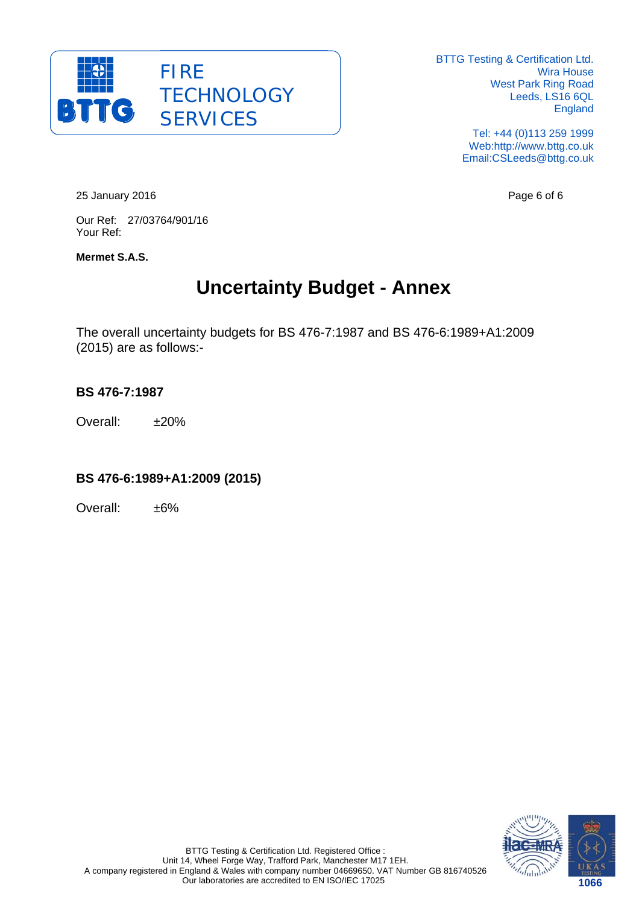25 January 2016

Our Ref: 27/03764/901/16
Your Ref:

**Mermet S.A.S.**

# Uncertainty Budget - Annex

The overall uncertainty budgets for BS 476-7:1987 and BS 476-6:1989+A1:2009 (2015) are as follows:-

### BS 476-7:1987

Overall: ±20%

### BS 476-6:1989+A1:2009 (2015)

Overall: ±6%